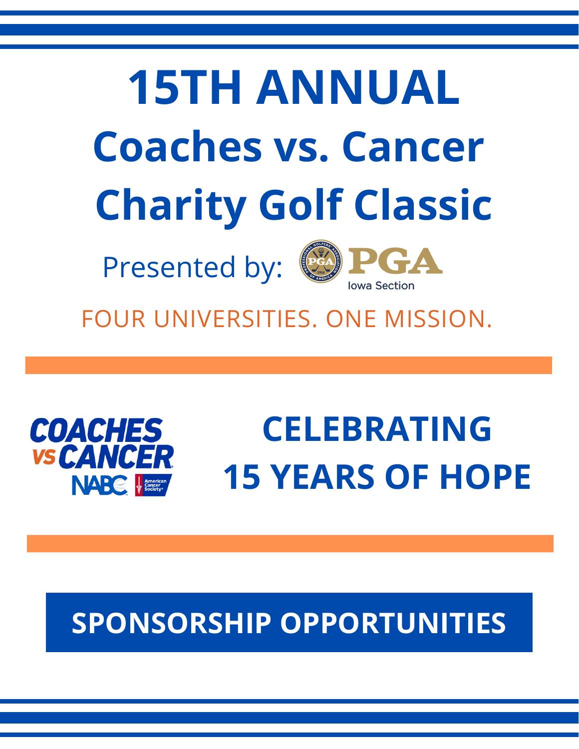# 15TH ANNUAL

# Coaches vs. Cancer Charity Golf Classic

Presented by: PGA Iowa Section

FOUR UNIVERSITIES. ONE MISSION.

COACHES VS CANCER NABC American Cancer Society

## CELEBRATING 15 YEARS OF HOPE

## SPONSORSHIP OPPORTUNITIES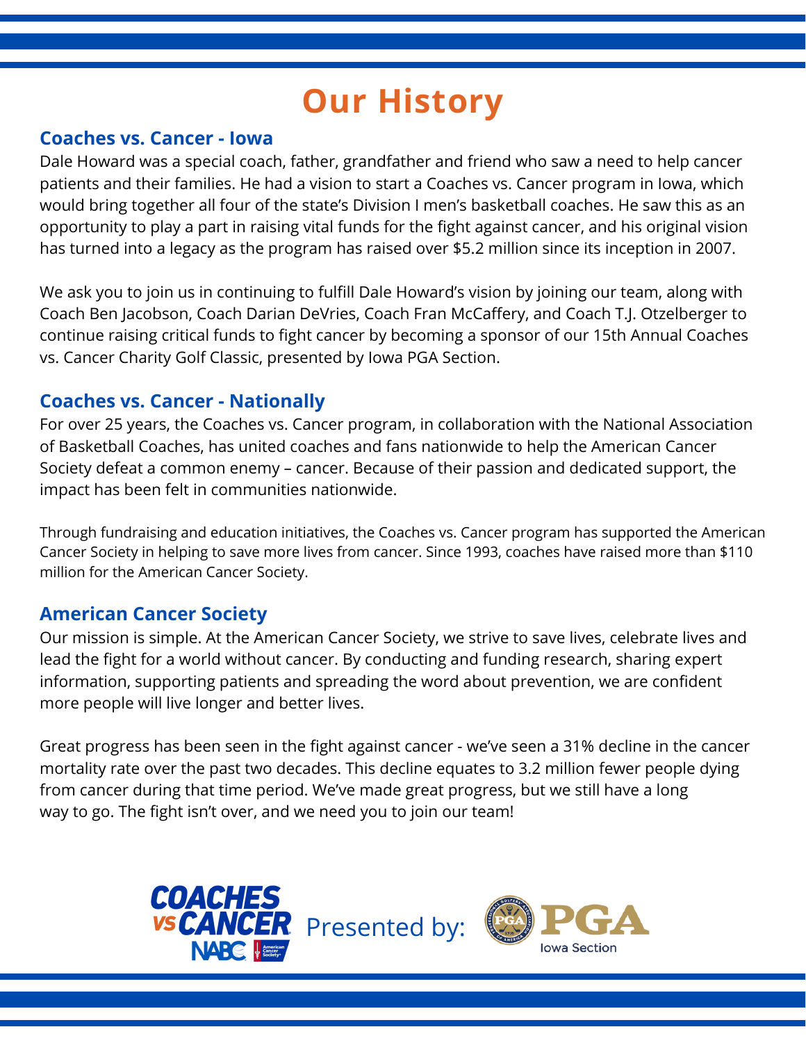# Our History

## Coaches vs. Cancer - Iowa

Dale Howard was a special coach, father, grandfather and friend who saw a need to help cancer patients and their families. He had a vision to start a Coaches vs. Cancer program in Iowa, which would bring together all four of the state's Division I men's basketball coaches. He saw this as an opportunity to play a part in raising vital funds for the fight against cancer, and his original vision has turned into a legacy as the program has raised over $5.2 million since its inception in 2007.

We ask you to join us in continuing to fulfill Dale Howard's vision by joining our team, along with Coach Ben Jacobson, Coach Darian DeVries, Coach Fran McCaffery, and Coach T.J. Otzelberger to continue raising critical funds to fight cancer by becoming a sponsor of our 15th Annual Coaches vs. Cancer Charity Golf Classic, presented by Iowa PGA Section.

## Coaches vs. Cancer - Nationally

For over 25 years, the Coaches vs. Cancer program, in collaboration with the National Association of Basketball Coaches, has united coaches and fans nationwide to help the American Cancer Society defeat a common enemy – cancer. Because of their passion and dedicated support, the impact has been felt in communities nationwide.

Through fundraising and education initiatives, the Coaches vs. Cancer program has supported the American Cancer Society in helping to save more lives from cancer. Since 1993, coaches have raised more than $110 million for the American Cancer Society.

## American Cancer Society

Our mission is simple. At the American Cancer Society, we strive to save lives, celebrate lives and lead the fight for a world without cancer. By conducting and funding research, sharing expert information, supporting patients and spreading the word about prevention, we are confident more people will live longer and better lives.

Great progress has been seen in the fight against cancer - we've seen a 31% decline in the cancer mortality rate over the past two decades. This decline equates to 3.2 million fewer people dying from cancer during that time period. We've made great progress, but we still have a long way to go. The fight isn't over, and we need you to join our team!

COACHES vs CANCER NABC American Cancer Society Presented by: PGA Iowa Section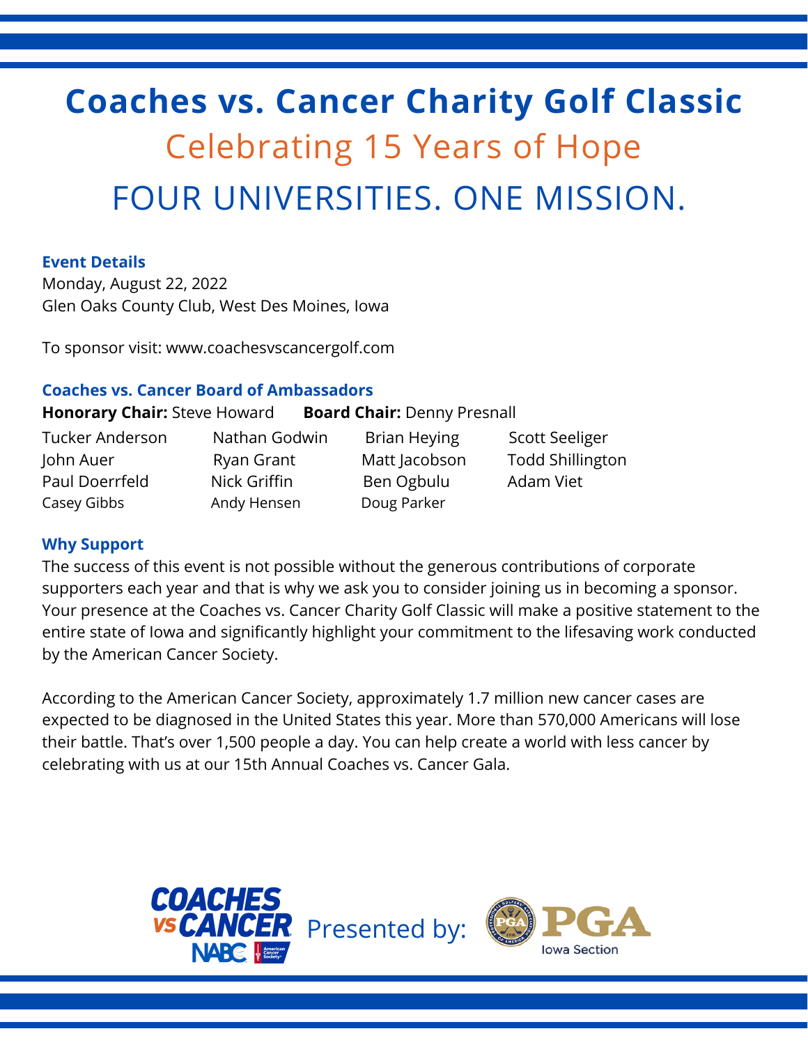# Coaches vs. Cancer Charity Golf Classic

## Celebrating 15 Years of Hope

## FOUR UNIVERSITIES. ONE MISSION.

### Event Details

Monday, August 22, 2022
Glen Oaks County Club, West Des Moines, Iowa

To sponsor visit: www.coachesvscancergolf.com

### Coaches vs. Cancer Board of Ambassadors

**Honorary Chair:** Steve Howard **Board Chair:** Denny Presnall

| | | | |
|---|---|---|---|
| Tucker Anderson | Nathan Godwin | Brian Heying | Scott Seeliger |
| John Auer | Ryan Grant | Matt Jacobson | Todd Shillington |
| Paul Doerrfeld | Nick Griffin | Ben Ogbulu | Adam Viet |
| Casey Gibbs | Andy Hensen | Doug Parker | |

### Why Support

The success of this event is not possible without the generous contributions of corporate supporters each year and that is why we ask you to consider joining us in becoming a sponsor. Your presence at the Coaches vs. Cancer Charity Golf Classic will make a positive statement to the entire state of Iowa and significantly highlight your commitment to the lifesaving work conducted by the American Cancer Society.

According to the American Cancer Society, approximately 1.7 million new cancer cases are expected to be diagnosed in the United States this year. More than 570,000 Americans will lose their battle. That's over 1,500 people a day. You can help create a world with less cancer by celebrating with us at our 15th Annual Coaches vs. Cancer Gala.

COACHES VS CANCER NABC American Cancer Society Presented by: PGA Iowa Section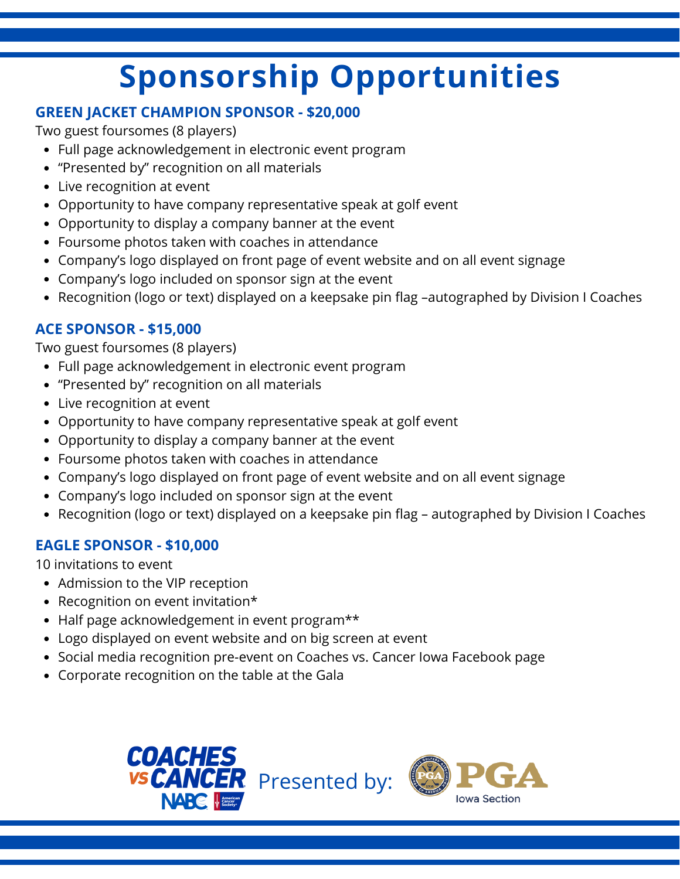# Sponsorship Opportunities

### GREEN JACKET CHAMPION SPONSOR - $20,000

Two guest foursomes (8 players)

- Full page acknowledgement in electronic event program
- "Presented by" recognition on all materials
- Live recognition at event
- Opportunity to have company representative speak at golf event
- Opportunity to display a company banner at the event
- Foursome photos taken with coaches in attendance
- Company's logo displayed on front page of event website and on all event signage
- Company's logo included on sponsor sign at the event
- Recognition (logo or text) displayed on a keepsake pin flag –autographed by Division I Coaches

### ACE SPONSOR - $15,000

Two guest foursomes (8 players)

- Full page acknowledgement in electronic event program
- "Presented by" recognition on all materials
- Live recognition at event
- Opportunity to have company representative speak at golf event
- Opportunity to display a company banner at the event
- Foursome photos taken with coaches in attendance
- Company's logo displayed on front page of event website and on all event signage
- Company's logo included on sponsor sign at the event
- Recognition (logo or text) displayed on a keepsake pin flag – autographed by Division I Coaches

### EAGLE SPONSOR - $10,000

10 invitations to event

- Admission to the VIP reception
- Recognition on event invitation*
- Half page acknowledgement in event program**
- Logo displayed on event website and on big screen at event
- Social media recognition pre-event on Coaches vs. Cancer Iowa Facebook page
- Corporate recognition on the table at the Gala

COACHES VS CANCER NABC American Cancer Society Presented by: PGA Iowa Section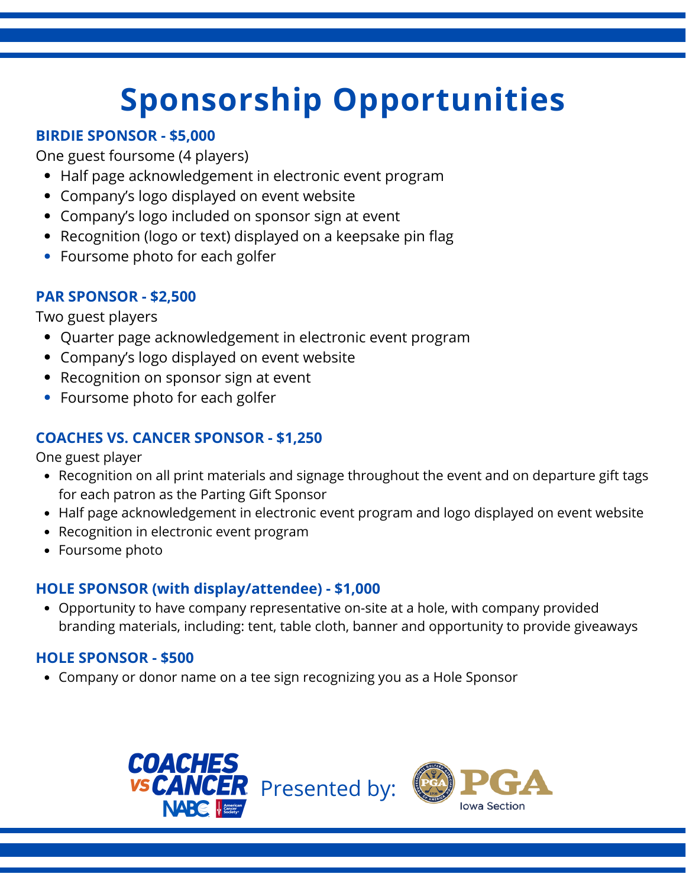# Sponsorship Opportunities

### BIRDIE SPONSOR - $5,000

One guest foursome (4 players)

- Half page acknowledgement in electronic event program
- Company's logo displayed on event website
- Company's logo included on sponsor sign at event
- Recognition (logo or text) displayed on a keepsake pin flag
- Foursome photo for each golfer

### PAR SPONSOR - $2,500

Two guest players

- Quarter page acknowledgement in electronic event program
- Company's logo displayed on event website
- Recognition on sponsor sign at event
- Foursome photo for each golfer

### COACHES VS. CANCER SPONSOR - $1,250

One guest player

- Recognition on all print materials and signage throughout the event and on departure gift tags for each patron as the Parting Gift Sponsor
- Half page acknowledgement in electronic event program and logo displayed on event website
- Recognition in electronic event program
- Foursome photo

### HOLE SPONSOR (with display/attendee) - $1,000

- Opportunity to have company representative on-site at a hole, with company provided branding materials, including: tent, table cloth, banner and opportunity to provide giveaways

### HOLE SPONSOR - $500

- Company or donor name on a tee sign recognizing you as a Hole Sponsor

COACHES VS CANCER NABC American Cancer Society Presented by: PGA Iowa Section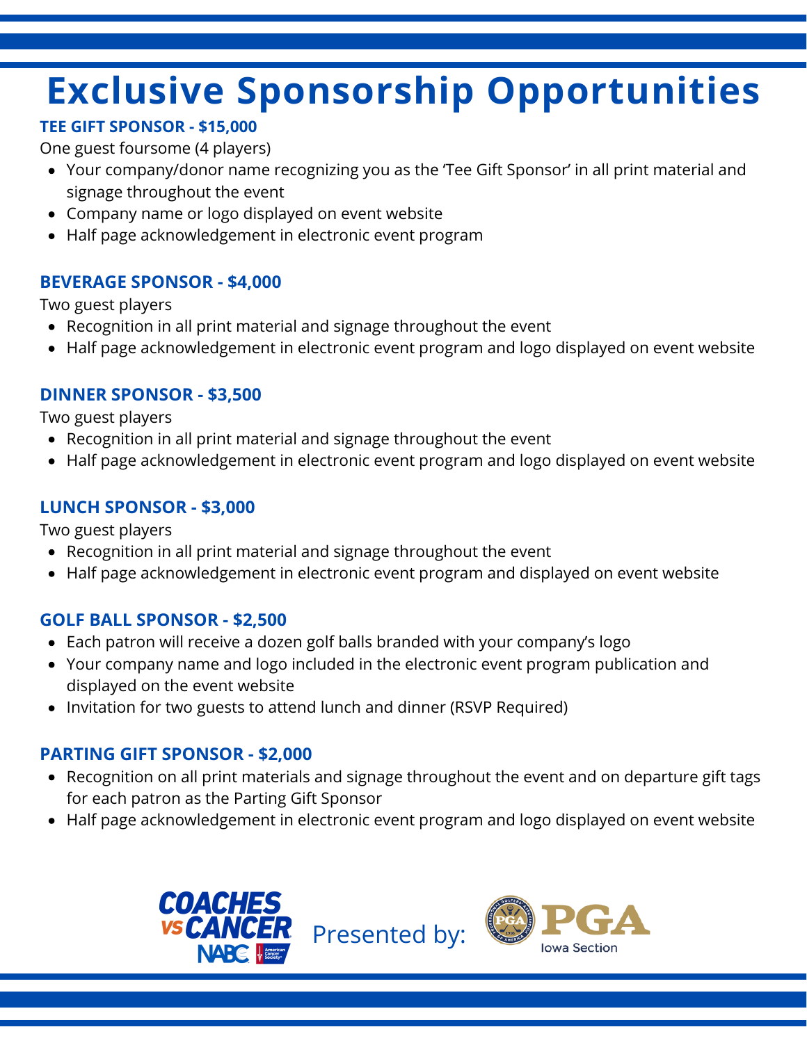# Exclusive Sponsorship Opportunities

### TEE GIFT SPONSOR - $15,000

One guest foursome (4 players)

- Your company/donor name recognizing you as the 'Tee Gift Sponsor' in all print material and signage throughout the event
- Company name or logo displayed on event website
- Half page acknowledgement in electronic event program

### BEVERAGE SPONSOR - $4,000

Two guest players

- Recognition in all print material and signage throughout the event
- Half page acknowledgement in electronic event program and logo displayed on event website

### DINNER SPONSOR - $3,500

Two guest players

- Recognition in all print material and signage throughout the event
- Half page acknowledgement in electronic event program and logo displayed on event website

### LUNCH SPONSOR - $3,000

Two guest players

- Recognition in all print material and signage throughout the event
- Half page acknowledgement in electronic event program and displayed on event website

### GOLF BALL SPONSOR - $2,500

- Each patron will receive a dozen golf balls branded with your company's logo
- Your company name and logo included in the electronic event program publication and displayed on the event website
- Invitation for two guests to attend lunch and dinner (RSVP Required)

### PARTING GIFT SPONSOR - $2,000

- Recognition on all print materials and signage throughout the event and on departure gift tags for each patron as the Parting Gift Sponsor
- Half page acknowledgement in electronic event program and logo displayed on event website

COACHES VS CANCER NABC American Cancer Society — Presented by: PGA Iowa Section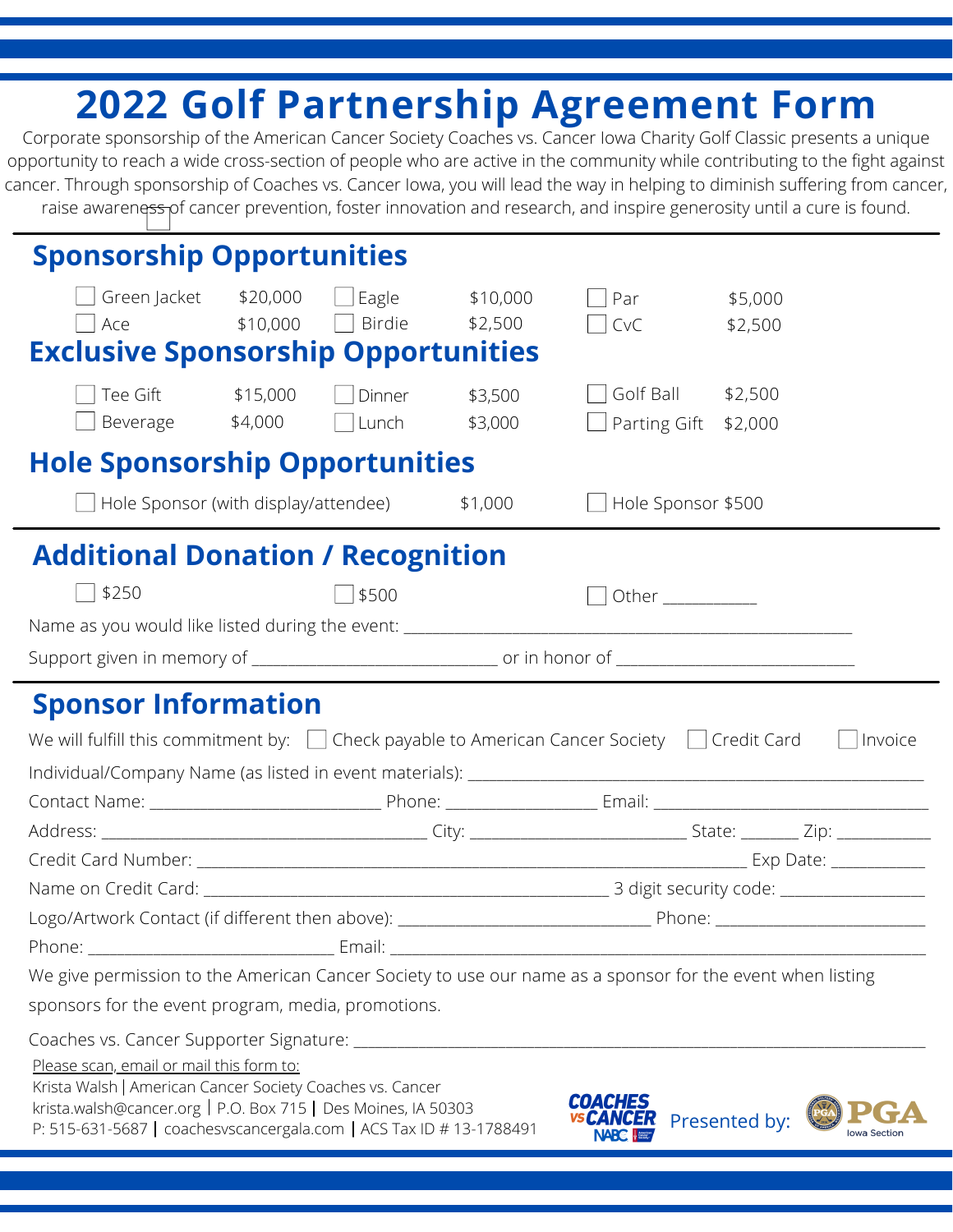# 2022 Golf Partnership Agreement Form

Corporate sponsorship of the American Cancer Society Coaches vs. Cancer Iowa Charity Golf Classic presents a unique opportunity to reach a wide cross-section of people who are active in the community while contributing to the fight against cancer. Through sponsorship of Coaches vs. Cancer Iowa, you will lead the way in helping to diminish suffering from cancer, raise awareness of cancer prevention, foster innovation and research, and inspire generosity until a cure is found.

## Sponsorship Opportunities

| | | | | | |
|---|---|---|---|---|---|
| ☐ Green Jacket | $20,000 | ☐ Eagle | $10,000 | ☐ Par | $5,000 |
| ☐ Ace | $10,000 | ☐ Birdie | $2,500 | ☐ CvC | $2,500 |

## Exclusive Sponsorship Opportunities

| | | | | | |
|---|---|---|---|---|---|
| ☐ Tee Gift | $15,000 | ☐ Dinner | $3,500 | ☐ Golf Ball | $2,500 |
| ☐ Beverage | $4,000 | ☐ Lunch | $3,000 | ☐ Parting Gift | $2,000 |

## Hole Sponsorship Opportunities

☐ Hole Sponsor (with display/attendee) $1,000 ☐ Hole Sponsor $500

## Additional Donation / Recognition

☐ $250 ☐ $500 ☐ Other __________

Name as you would like listed during the event: ______________________________

Support given in memory of ______________________ or in honor of ______________________

## Sponsor Information

We will fulfill this commitment by: ☐ Check payable to American Cancer Society ☐ Credit Card ☐ Invoice

Individual/Company Name (as listed in event materials): ______________________________

Contact Name: ____________________ Phone: ______________ Email: ______________________

Address: ______________________________ City: ____________________ State: _____ Zip: _________

Credit Card Number: ______________________________________________ Exp Date: _________

Name on Credit Card: ________________________________ 3 digit security code: _____________

Logo/Artwork Contact (if different then above): ______________________ Phone: ________________

Phone: ______________________ Email: ____________________________________________

We give permission to the American Cancer Society to use our name as a sponsor for the event when listing sponsors for the event program, media, promotions.

Coaches vs. Cancer Supporter Signature: ____________________________________________

Please scan, email or mail this form to:

Krista Walsh | American Cancer Society Coaches vs. Cancer
krista.walsh@cancer.org | P.O. Box 715 | Des Moines, IA 50303
P: 515-631-5687 | coachesvscancergala.com | ACS Tax ID # 13-1788491

Presented by: